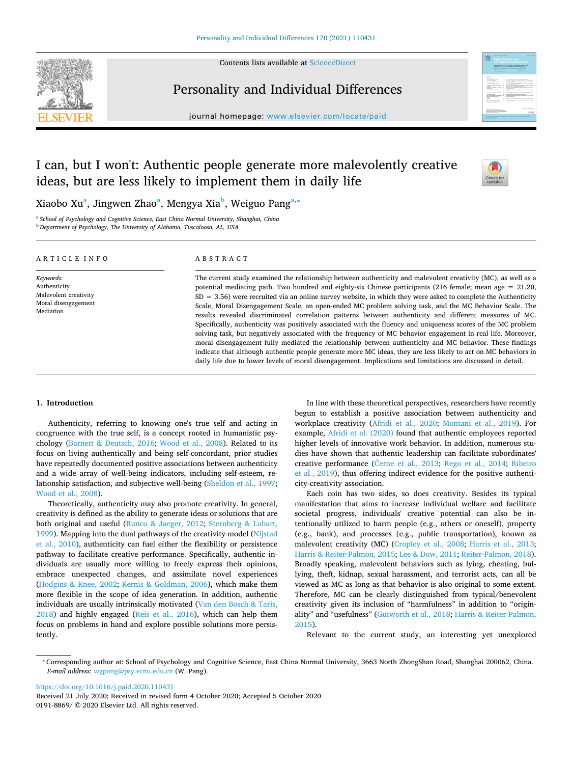# I can, but I won't: Authentic people generate more malevolently creative ideas, but are less likely to implement them in daily life

Xiaobo Xu[a], Jingwen Zhao[a], Mengya Xia[b], Weiguo Pang[a,*]

[a] School of Psychology and Cognitive Science, East China Normal University, Shanghai, China
[b] Department of Psychology, The University of Alabama, Tuscaloosa, AL, USA

## ARTICLE INFO

*Keywords:*
Authenticity
Malevolent creativity
Moral disengagement
Mediation

## ABSTRACT

The current study examined the relationship between authenticity and malevolent creativity (MC), as well as a potential mediating path. Two hundred and eighty-six Chinese participants (216 female; mean age = 21.20, SD = 3.56) were recruited via an online survey website, in which they were asked to complete the Authenticity Scale, Moral Disengagement Scale, an open-ended MC problem solving task, and the MC Behavior Scale. The results revealed discriminated correlation patterns between authenticity and different measures of MC. Specifically, authenticity was positively associated with the fluency and uniqueness scores of the MC problem solving task, but negatively associated with the frequency of MC behavior engagement in real life. Moreover, moral disengagement fully mediated the relationship between authenticity and MC behavior. These findings indicate that although authentic people generate more MC ideas, they are less likely to act on MC behaviors in daily life due to lower levels of moral disengagement. Implications and limitations are discussed in detail.

## 1. Introduction

Authenticity, referring to knowing one's true self and acting in congruence with the true self, is a concept rooted in humanistic psychology (Barnett & Deutsch, 2016; Wood et al., 2008). Related to its focus on living authentically and being self-concordant, prior studies have repeatedly documented positive associations between authenticity and a wide array of well-being indicators, including self-esteem, relationship satisfaction, and subjective well-being (Sheldon et al., 1997; Wood et al., 2008).

Theoretically, authenticity may also promote creativity. In general, creativity is defined as the ability to generate ideas or solutions that are both original and useful (Runco & Jaeger, 2012; Sternberg & Lubart, 1999). Mapping into the dual pathways of the creativity model (Nijstad et al., 2010), authenticity can fuel either the flexibility or persistence pathway to facilitate creative performance. Specifically, authentic individuals are usually more willing to freely express their opinions, embrace unexpected changes, and assimilate novel experiences (Hodgins & Knee, 2002; Kernis & Goldman, 2006), which make them more flexible in the scope of idea generation. In addition, authentic individuals are usually intrinsically motivated (Van den Bosch & Taris, 2018) and highly engaged (Reis et al., 2016), which can help them focus on problems in hand and explore possible solutions more persistently.

In line with these theoretical perspectives, researchers have recently begun to establish a positive association between authenticity and workplace creativity (Afridi et al., 2020; Montani et al., 2019). For example, Afridi et al. (2020) found that authentic employees reported higher levels of innovative work behavior. In addition, numerous studies have shown that authentic leadership can facilitate subordinates' creative performance (Černe et al., 2013; Rego et al., 2014; Ribeiro et al., 2019), thus offering indirect evidence for the positive authenticity-creativity association.

Each coin has two sides, so does creativity. Besides its typical manifestation that aims to increase individual welfare and facilitate societal progress, individuals' creative potential can also be intentionally utilized to harm people (e.g., others or oneself), property (e.g., bank), and processes (e.g., public transportation), known as malevolent creativity (MC) (Cropley et al., 2008; Harris et al., 2013; Harris & Reiter-Palmon, 2015; Lee & Dow, 2011; Reiter-Palmon, 2018). Broadly speaking, malevolent behaviors such as lying, cheating, bullying, theft, kidnap, sexual harassment, and terrorist acts, can all be viewed as MC as long as that behavior is also original to some extent. Therefore, MC can be clearly distinguished from typical/benevolent creativity given its inclusion of "harmfulness" in addition to "originality" and "usefulness" (Gutworth et al., 2018; Harris & Reiter-Palmon, 2015).

Relevant to the current study, an interesting yet unexplored

---

* Corresponding author at: School of Psychology and Cognitive Science, East China Normal University, 3663 North ZhongShan Road, Shanghai 200062, China.
*E-mail address:* wgpang@psy.ecnu.edu.cn (W. Pang).

https://doi.org/10.1016/j.paid.2020.110431
Received 21 July 2020; Received in revised form 4 October 2020; Accepted 5 October 2020
0191-8869/ © 2020 Elsevier Ltd. All rights reserved.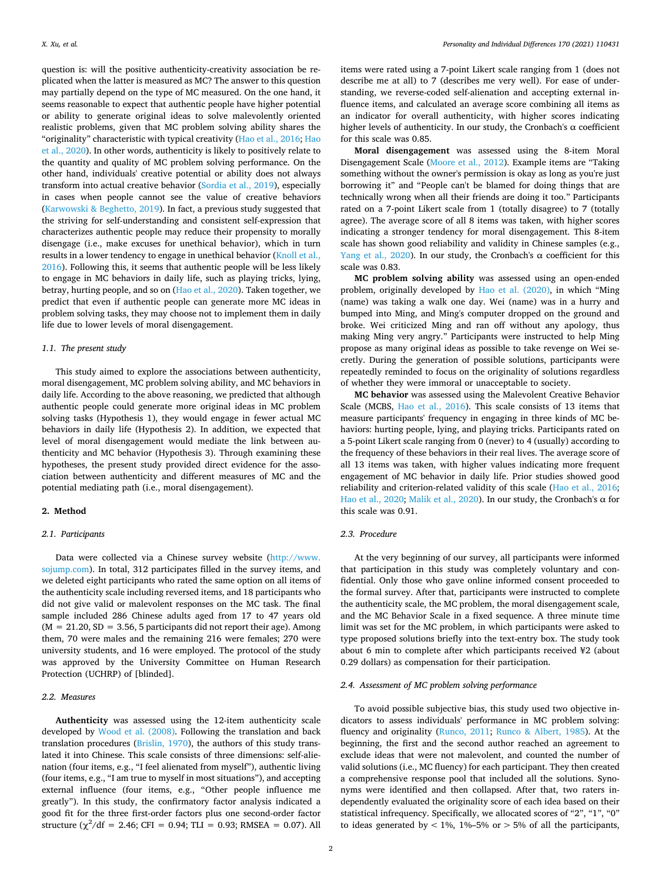question is: will the positive authenticity-creativity association be replicated when the latter is measured as MC? The answer to this question may partially depend on the type of MC measured. On the one hand, it seems reasonable to expect that authentic people have higher potential or ability to generate original ideas to solve malevolently oriented realistic problems, given that MC problem solving ability shares the "originality" characteristic with typical creativity (Hao et al., 2016; Hao et al., 2020). In other words, authenticity is likely to positively relate to the quantity and quality of MC problem solving performance. On the other hand, individuals' creative potential or ability does not always transform into actual creative behavior (Sordia et al., 2019), especially in cases when people cannot see the value of creative behaviors (Karwowski & Beghetto, 2019). In fact, a previous study suggested that the striving for self-understanding and consistent self-expression that characterizes authentic people may reduce their propensity to morally disengage (i.e., make excuses for unethical behavior), which in turn results in a lower tendency to engage in unethical behavior (Knoll et al., 2016). Following this, it seems that authentic people will be less likely to engage in MC behaviors in daily life, such as playing tricks, lying, betray, hurting people, and so on (Hao et al., 2020). Taken together, we predict that even if authentic people can generate more MC ideas in problem solving tasks, they may choose not to implement them in daily life due to lower levels of moral disengagement.

### 1.1. The present study

This study aimed to explore the associations between authenticity, moral disengagement, MC problem solving ability, and MC behaviors in daily life. According to the above reasoning, we predicted that although authentic people could generate more original ideas in MC problem solving tasks (Hypothesis 1), they would engage in fewer actual MC behaviors in daily life (Hypothesis 2). In addition, we expected that level of moral disengagement would mediate the link between authenticity and MC behavior (Hypothesis 3). Through examining these hypotheses, the present study provided direct evidence for the association between authenticity and different measures of MC and the potential mediating path (i.e., moral disengagement).

## 2. Method

### 2.1. Participants

Data were collected via a Chinese survey website (http://www.sojump.com). In total, 312 participates filled in the survey items, and we deleted eight participants who rated the same option on all items of the authenticity scale including reversed items, and 18 participants who did not give valid or malevolent responses on the MC task. The final sample included 286 Chinese adults aged from 17 to 47 years old ($M = 21.20$, $SD = 3.56$, 5 participants did not report their age). Among them, 70 were males and the remaining 216 were females; 270 were university students, and 16 were employed. The protocol of the study was approved by the University Committee on Human Research Protection (UCHRP) of [blinded].

### 2.2. Measures

**Authenticity** was assessed using the 12-item authenticity scale developed by Wood et al. (2008). Following the translation and back translation procedures (Brislin, 1970), the authors of this study translated it into Chinese. This scale consists of three dimensions: self-alienation (four items, e.g., "I feel alienated from myself"), authentic living (four items, e.g., "I am true to myself in most situations"), and accepting external influence (four items, e.g., "Other people influence me greatly"). In this study, the confirmatory factor analysis indicated a good fit for the three first-order factors plus one second-order factor structure ($\chi^2/df = 2.46$; CFI = 0.94; TLI = 0.93; RMSEA = 0.07). All items were rated using a 7-point Likert scale ranging from 1 (does not describe me at all) to 7 (describes me very well). For ease of understanding, we reverse-coded self-alienation and accepting external influence items, and calculated an average score combining all items as an indicator for overall authenticity, with higher scores indicating higher levels of authenticity. In our study, the Cronbach's $\alpha$ coefficient for this scale was 0.85.

**Moral disengagement** was assessed using the 8-item Moral Disengagement Scale (Moore et al., 2012). Example items are "Taking something without the owner's permission is okay as long as you're just borrowing it" and "People can't be blamed for doing things that are technically wrong when all their friends are doing it too." Participants rated on a 7-point Likert scale from 1 (totally disagree) to 7 (totally agree). The average score of all 8 items was taken, with higher scores indicating a stronger tendency for moral disengagement. This 8-item scale has shown good reliability and validity in Chinese samples (e.g., Yang et al., 2020). In our study, the Cronbach's $\alpha$ coefficient for this scale was 0.83.

**MC problem solving ability** was assessed using an open-ended problem, originally developed by Hao et al. (2020), in which "Ming (name) was taking a walk one day. Wei (name) was in a hurry and bumped into Ming, and Ming's computer dropped on the ground and broke. Wei criticized Ming and ran off without any apology, thus making Ming very angry." Participants were instructed to help Ming propose as many original ideas as possible to take revenge on Wei secretly. During the generation of possible solutions, participants were repeatedly reminded to focus on the originality of solutions regardless of whether they were immoral or unacceptable to society.

**MC behavior** was assessed using the Malevolent Creative Behavior Scale (MCBS, Hao et al., 2016). This scale consists of 13 items that measure participants' frequency in engaging in three kinds of MC behaviors: hurting people, lying, and playing tricks. Participants rated on a 5-point Likert scale ranging from 0 (never) to 4 (usually) according to the frequency of these behaviors in their real lives. The average score of all 13 items was taken, with higher values indicating more frequent engagement of MC behavior in daily life. Prior studies showed good reliability and criterion-related validity of this scale (Hao et al., 2016; Hao et al., 2020; Malik et al., 2020). In our study, the Cronbach's $\alpha$ for this scale was 0.91.

### 2.3. Procedure

At the very beginning of our survey, all participants were informed that participation in this study was completely voluntary and confidential. Only those who gave online informed consent proceeded to the formal survey. After that, participants were instructed to complete the authenticity scale, the MC problem, the moral disengagement scale, and the MC Behavior Scale in a fixed sequence. A three minute time limit was set for the MC problem, in which participants were asked to type proposed solutions briefly into the text-entry box. The study took about 6 min to complete after which participants received ¥2 (about 0.29 dollars) as compensation for their participation.

### 2.4. Assessment of MC problem solving performance

To avoid possible subjective bias, this study used two objective indicators to assess individuals' performance in MC problem solving: fluency and originality (Runco, 2011; Runco & Albert, 1985). At the beginning, the first and the second author reached an agreement to exclude ideas that were not malevolent, and counted the number of valid solutions (i.e., MC fluency) for each participant. They then created a comprehensive response pool that included all the solutions. Synonyms were identified and then collapsed. After that, two raters independently evaluated the originality score of each idea based on their statistical infrequency. Specifically, we allocated scores of "2", "1", "0" to ideas generated by < 1%, 1%–5% or > 5% of all the participants,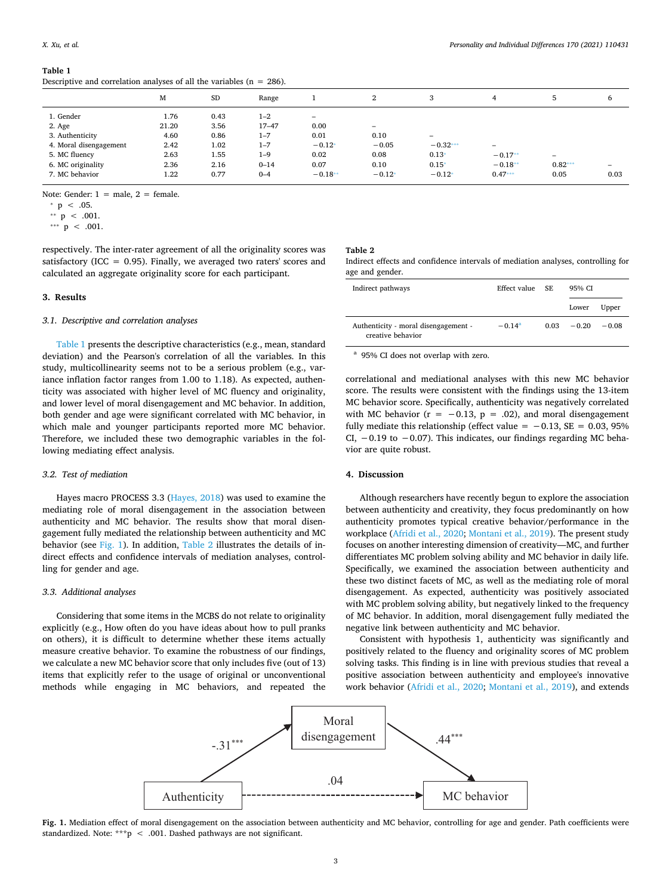**Table 1**
Descriptive and correlation analyses of all the variables (n = 286).

| | M | SD | Range | 1 | 2 | 3 | 4 | 5 | 6 |
|---|---|---|---|---|---|---|---|---|---|
| 1. Gender | 1.76 | 0.43 | 1–2 | – | | | | | |
| 2. Age | 21.20 | 3.56 | 17–47 | 0.00 | – | | | | |
| 3. Authenticity | 4.60 | 0.86 | 1–7 | 0.01 | 0.10 | – | | | |
| 4. Moral disengagement | 2.42 | 1.02 | 1–7 | −0.12* | −0.05 | −0.32*** | – | | |
| 5. MC fluency | 2.63 | 1.55 | 1–9 | 0.02 | 0.08 | 0.13* | −0.17** | – | |
| 6. MC originality | 2.36 | 2.16 | 0–14 | 0.07 | 0.10 | 0.15* | −0.18** | 0.82*** | – |
| 7. MC behavior | 1.22 | 0.77 | 0–4 | −0.18** | −0.12* | −0.12* | 0.47*** | 0.05 | 0.03 |

Note: Gender: 1 = male, 2 = female.
* $p < .05$.
** $p < .001$.
*** $p < .001$.

respectively. The inter-rater agreement of all the originality scores was satisfactory (ICC = 0.95). Finally, we averaged two raters' scores and calculated an aggregate originality score for each participant.

## 3. Results

### 3.1. Descriptive and correlation analyses

Table 1 presents the descriptive characteristics (e.g., mean, standard deviation) and the Pearson's correlation of all the variables. In this study, multicollinearity seems not to be a serious problem (e.g., variance inflation factor ranges from 1.00 to 1.18). As expected, authenticity was associated with higher level of MC fluency and originality, and lower level of moral disengagement and MC behavior. In addition, both gender and age were significant correlated with MC behavior, in which male and younger participants reported more MC behavior. Therefore, we included these two demographic variables in the following mediating effect analysis.

### 3.2. Test of mediation

Hayes macro PROCESS 3.3 (Hayes, 2018) was used to examine the mediating role of moral disengagement in the association between authenticity and MC behavior. The results show that moral disengagement fully mediated the relationship between authenticity and MC behavior (see Fig. 1). In addition, Table 2 illustrates the details of indirect effects and confidence intervals of mediation analyses, controlling for gender and age.

### 3.3. Additional analyses

Considering that some items in the MCBS do not relate to originality explicitly (e.g., How often do you have ideas about how to pull pranks on others), it is difficult to determine whether these items actually measure creative behavior. To examine the robustness of our findings, we calculate a new MC behavior score that only includes five (out of 13) items that explicitly refer to the usage of original or unconventional methods while engaging in MC behaviors, and repeated the correlational and mediational analyses with this new MC behavior score. The results were consistent with the findings using the 13-item MC behavior score. Specifically, authenticity was negatively correlated with MC behavior ($r = -0.13$, $p = .02$), and moral disengagement fully mediate this relationship (effect value = −0.13, SE = 0.03, 95% CI, −0.19 to −0.07). This indicates, our findings regarding MC behavior are quite robust.

**Table 2**
Indirect effects and confidence intervals of mediation analyses, controlling for age and gender.

| Indirect pathways | Effect value | SE | 95% CI | |
|---|---|---|---|---|
| | | | Lower | Upper |
| Authenticity - moral disengagement - creative behavior | −0.14[a] | 0.03 | −0.20 | −0.08 |

[a] 95% CI does not overlap with zero.

## 4. Discussion

Although researchers have recently begun to explore the association between authenticity and creativity, they focus predominantly on how authenticity promotes typical creative behavior/performance in the workplace (Afridi et al., 2020; Montani et al., 2019). The present study focuses on another interesting dimension of creativity—MC, and further differentiates MC problem solving ability and MC behavior in daily life. Specifically, we examined the association between authenticity and these two distinct facets of MC, as well as the mediating role of moral disengagement. As expected, authenticity was positively associated with MC problem solving ability, but negatively linked to the frequency of MC behavior. In addition, moral disengagement fully mediated the negative link between authenticity and MC behavior.

Consistent with hypothesis 1, authenticity was significantly and positively related to the fluency and originality scores of MC problem solving tasks. This finding is in line with previous studies that reveal a positive association between authenticity and employee's innovative work behavior (Afridi et al., 2020; Montani et al., 2019), and extends

| Path | Coefficient |
|---|---|
| Authenticity → Moral disengagement | −.31*** |
| Moral disengagement → MC behavior | .44*** |
| Authenticity → MC behavior (dashed) | .04 |

**Fig. 1.** Mediation effect of moral disengagement on the association between authenticity and MC behavior, controlling for age and gender. Path coefficients were standardized. Note: ***$p < .001$. Dashed pathways are not significant.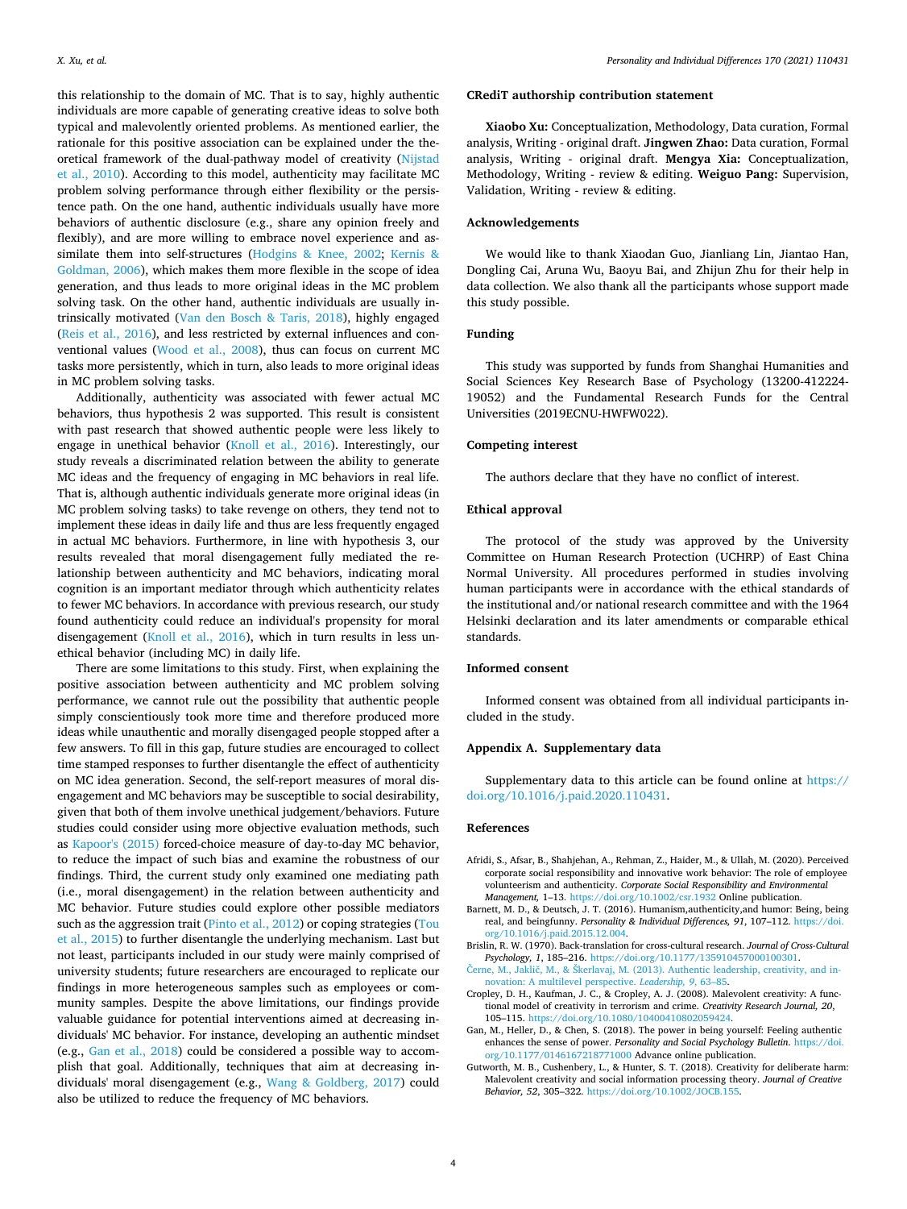this relationship to the domain of MC. That is to say, highly authentic individuals are more capable of generating creative ideas to solve both typical and malevolently oriented problems. As mentioned earlier, the rationale for this positive association can be explained under the theoretical framework of the dual-pathway model of creativity (Nijstad et al., 2010). According to this model, authenticity may facilitate MC problem solving performance through either flexibility or the persistence path. On the one hand, authentic individuals usually have more behaviors of authentic disclosure (e.g., share any opinion freely and flexibly), and are more willing to embrace novel experience and assimilate them into self-structures (Hodgins & Knee, 2002; Kernis & Goldman, 2006), which makes them more flexible in the scope of idea generation, and thus leads to more original ideas in the MC problem solving task. On the other hand, authentic individuals are usually intrinsically motivated (Van den Bosch & Taris, 2018), highly engaged (Reis et al., 2016), and less restricted by external influences and conventional values (Wood et al., 2008), thus can focus on current MC tasks more persistently, which in turn, also leads to more original ideas in MC problem solving tasks.

Additionally, authenticity was associated with fewer actual MC behaviors, thus hypothesis 2 was supported. This result is consistent with past research that showed authentic people were less likely to engage in unethical behavior (Knoll et al., 2016). Interestingly, our study reveals a discriminated relation between the ability to generate MC ideas and the frequency of engaging in MC behaviors in real life. That is, although authentic individuals generate more original ideas (in MC problem solving tasks) to take revenge on others, they tend not to implement these ideas in daily life and thus are less frequently engaged in actual MC behaviors. Furthermore, in line with hypothesis 3, our results revealed that moral disengagement fully mediated the relationship between authenticity and MC behaviors, indicating moral cognition is an important mediator through which authenticity relates to fewer MC behaviors. In accordance with previous research, our study found authenticity could reduce an individual's propensity for moral disengagement (Knoll et al., 2016), which in turn results in less unethical behavior (including MC) in daily life.

There are some limitations to this study. First, when explaining the positive association between authenticity and MC problem solving performance, we cannot rule out the possibility that authentic people simply conscientiously took more time and therefore produced more ideas while unauthentic and morally disengaged people stopped after a few answers. To fill in this gap, future studies are encouraged to collect time stamped responses to further disentangle the effect of authenticity on MC idea generation. Second, the self-report measures of moral disengagement and MC behaviors may be susceptible to social desirability, given that both of them involve unethical judgement/behaviors. Future studies could consider using more objective evaluation methods, such as Kapoor's (2015) forced-choice measure of day-to-day MC behavior, to reduce the impact of such bias and examine the robustness of our findings. Third, the current study only examined one mediating path (i.e., moral disengagement) in the relation between authenticity and MC behavior. Future studies could explore other possible mediators such as the aggression trait (Pinto et al., 2012) or coping strategies (Tou et al., 2015) to further disentangle the underlying mechanism. Last but not least, participants included in our study were mainly comprised of university students; future researchers are encouraged to replicate our findings in more heterogeneous samples such as employees or community samples. Despite the above limitations, our findings provide valuable guidance for potential interventions aimed at decreasing individuals' MC behavior. For instance, developing an authentic mindset (e.g., Gan et al., 2018) could be considered a possible way to accomplish that goal. Additionally, techniques that aim at decreasing individuals' moral disengagement (e.g., Wang & Goldberg, 2017) could also be utilized to reduce the frequency of MC behaviors.

## CRediT authorship contribution statement

**Xiaobo Xu:** Conceptualization, Methodology, Data curation, Formal analysis, Writing - original draft. **Jingwen Zhao:** Data curation, Formal analysis, Writing - original draft. **Mengya Xia:** Conceptualization, Methodology, Writing - review & editing. **Weiguo Pang:** Supervision, Validation, Writing - review & editing.

## Acknowledgements

We would like to thank Xiaodan Guo, Jianliang Lin, Jiantao Han, Dongling Cai, Aruna Wu, Baoyu Bai, and Zhijun Zhu for their help in data collection. We also thank all the participants whose support made this study possible.

## Funding

This study was supported by funds from Shanghai Humanities and Social Sciences Key Research Base of Psychology (13200-412224-19052) and the Fundamental Research Funds for the Central Universities (2019ECNU-HWFW022).

## Competing interest

The authors declare that they have no conflict of interest.

## Ethical approval

The protocol of the study was approved by the University Committee on Human Research Protection (UCHRP) of East China Normal University. All procedures performed in studies involving human participants were in accordance with the ethical standards of the institutional and/or national research committee and with the 1964 Helsinki declaration and its later amendments or comparable ethical standards.

## Informed consent

Informed consent was obtained from all individual participants included in the study.

## Appendix A. Supplementary data

Supplementary data to this article can be found online at https://doi.org/10.1016/j.paid.2020.110431.

## References

Afridi, S., Afsar, B., Shahjehan, A., Rehman, Z., Haider, M., & Ullah, M. (2020). Perceived corporate social responsibility and innovative work behavior: The role of employee volunteerism and authenticity. *Corporate Social Responsibility and Environmental Management,* 1–13. https://doi.org/10.1002/csr.1932 Online publication.

Barnett, M. D., & Deutsch, J. T. (2016). Humanism,authenticity,and humor: Being, being real, and beingfunny. *Personality & Individual Differences, 91*, 107–112. https://doi.org/10.1016/j.paid.2015.12.004.

Brislin, R. W. (1970). Back-translation for cross-cultural research. *Journal of Cross-Cultural Psychology, 1*, 185–216. https://doi.org/10.1177/135910457000100301.

Černe, M., Jaklič, M., & Škerlavaj, M. (2013). Authentic leadership, creativity, and innovation: A multilevel perspective. *Leadership, 9*, 63–85.

Cropley, D. H., Kaufman, J. C., & Cropley, A. J. (2008). Malevolent creativity: A functional model of creativity in terrorism and crime. *Creativity Research Journal, 20*, 105–115. https://doi.org/10.1080/10400410802059424.

Gan, M., Heller, D., & Chen, S. (2018). The power in being yourself: Feeling authentic enhances the sense of power. *Personality and Social Psychology Bulletin*. https://doi.org/10.1177/0146167218771000 Advance online publication.

Gutworth, M. B., Cushenbery, L., & Hunter, S. T. (2018). Creativity for deliberate harm: Malevolent creativity and social information processing theory. *Journal of Creative Behavior, 52*, 305–322. https://doi.org/10.1002/JOCB.155.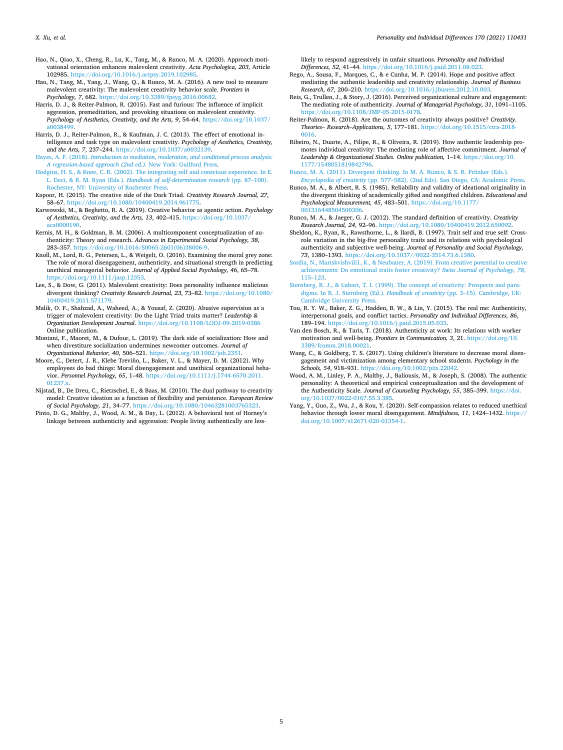Hao, N., Qiao, X., Cheng, R., Lu, K., Tang, M., & Runco, M. A. (2020). Approach motivational orientation enhances malevolent creativity. *Acta Psychologica, 203*, Article 102985. https://doi.org/10.1016/j.actpsy.2019.102985.

Hao, N., Tang, M., Yang, J., Wang, Q., & Runco, M. A. (2016). A new tool to measure malevolent creativity: The malevolent creativity behavior scale. *Frontiers in Psychology, 7*, 682. https://doi.org/10.3389/fpsyg.2016.00682.

Harris, D. J., & Reiter-Palmon, R. (2015). Fast and furious: The influence of implicit aggression, premeditation, and provoking situations on malevolent creativity. *Psychology of Aesthetics, Creativity, and the Arts, 9*, 54–64. https://doi.org/10.1037/a0038499.

Harris, D. J., Reiter-Palmon, R., & Kaufman, J. C. (2013). The effect of emotional intelligence and task type on malevolent creativity. *Psychology of Aesthetics, Creativity, and the Arts, 7*, 237–244. https://doi.org/10.1037/a0032139.

Hayes, A. F. (2018). *Introduction to mediation, moderation, and conditional process analysis: A regression-based approach (2nd ed.)*. New York: Guilford Press.

Hodgins, H. S., & Knee, C. R. (2002). The integrating self and conscious experience. In E. L. Deci, & R. M. Ryan (Eds.). *Handbook of self-determination research* (pp. 87–100). Rochester, NY: University of Rochester Press.

Kapoor, H. (2015). The creative side of the Dark Triad. *Creativity Research Journal, 27*, 58–67. https://doi.org/10.1080/10400419.2014.961775.

Karwowski, M., & Beghetto, R. A. (2019). Creative behavior as agentic action. *Psychology of Aesthetics, Creativity, and the Arts, 13*, 402–415. https://doi.org/10.1037/aca0000190.

Kernis, M. H., & Goldman, B. M. (2006). A multicomponent conceptualization of authenticity: Theory and research. *Advances in Experimental Social Psychology, 38*, 283–357. https://doi.org/10.1016/S0065-2601(06)38006-9.

Knoll, M., Lord, R. G., Petersen, L., & Weigelt, O. (2016). Examining the moral grey zone: The role of moral disengagement, authenticity, and situational strength in predicting unethical managerial behavior. *Journal of Applied Social Psychology, 46*, 65–78. https://doi.org/10.1111/jasp.12353.

Lee, S., & Dow, G. (2011). Malevolent creativity: Does personality influence malicious divergent thinking? *Creativity Research Journal, 23*, 73–82. https://doi.org/10.1080/10400419.2011.571179.

Malik, O. F., Shahzad, A., Waheed, A., & Yousaf, Z. (2020). Abusive supervision as a trigger of malevolent creativity: Do the Light Triad traits matter? *Leadership & Organization Development Journal.* https://doi.org/10.1108/LODJ-09-2019-0386 Online publication.

Montani, F., Maoret, M., & Dufour, L. (2019). The dark side of socialization: How and when divestiture socialization undermines newcomer outcomes. *Journal of Organizational Behavior, 40*, 506–521. https://doi.org/10.1002/job.2351.

Moore, C., Detert, J. R., Klebe Treviño, L., Baker, V. L., & Mayer, D. M. (2012). Why employees do bad things: Moral disengagement and unethical organizational behavior. *Personnel Psychology, 65*, 1–48. https://doi.org/10.1111/j.1744-6570.2011.01237.x.

Nijstad, B., De Dreu, C., Rietzschel, E., & Baas, M. (2010). The dual pathway to creativity model: Creative ideation as a function of flexibility and persistence. *European Review of Social Psychology, 21*, 34–77. https://doi.org/10.1080/10463281003765323.

Pinto, D. G., Maltby, J., Wood, A. M., & Day, L. (2012). A behavioral test of Horney's linkage between authenticity and aggression: People living authentically are less-likely to respond aggressively in unfair situations. *Personality and Individual Differences, 52*, 41–44. https://doi.org/10.1016/j.paid.2011.08.023.

Rego, A., Sousa, F., Marques, C., & e Cunha, M. P. (2014). Hope and positive affect mediating the authentic leadership and creativity relationship. *Journal of Business Research, 67*, 200–210. https://doi.org/10.1016/j.jbusres.2012.10.003.

Reis, G., Trullen, J., & Story, J. (2016). Perceived organizational culture and engagement: The mediating role of authenticity. *Journal of Managerial Psychology, 31*, 1091–1105. https://doi.org/10.1108/JMP-05-2015-0178.

Reiter-Palmon, R. (2018). Are the outcomes of creativity always positive? *Creativity. Theories– Research–Applications, 5*, 177–181. https://doi.org/10.1515/ctra-2018-0016.

Ribeiro, N., Duarte, A., Filipe, R., & Oliveira, R. (2019). How authentic leadership promotes individual creativity: The mediating role of affective commitment. *Journal of Leadership & Organizational Studies. Online publication*, 1–14. https://doi.org/10.1177/1548051819842796.

Runco, M. A. (2011). Divergent thinking. In M. A. Runco, & S. R. Pritzker (Eds.). *Encyclopedia of creativity* (pp. 577–582). (2nd Eds). San Diego, CA: Academic Press.

Runco, M. A., & Albert, R. S. (1985). Reliability and validity of ideational originality in the divergent thinking of academically gifted and nongifted children. *Educational and Psychological Measurement, 45*, 483–501. https://doi.org/10.1177/001316448504500306.

Runco, M. A., & Jaeger, G. J. (2012). The standard definition of creativity. *Creativity Research Journal, 24*, 92–96. https://doi.org/10.1080/10400419.2012.650092.

Sheldon, K., Ryan, R., Rawsthorne, L., & Ilardi, B. (1997). Trait self and true self: Cross-role variation in the big-five personality traits and its relations with psychological authenticity and subjective well-being. *Journal of Personality and Social Psychology, 73*, 1380–1393. https://doi.org/10.1037//0022-3514.73.6.1380.

Sordia, N., Martskvishvili1, K., & Neubauer, A. (2019). From creative potential to creative achievements: Do emotional traits foster creativity? *Swiss Journal of Psychology, 78*, 115–123.

Sternberg, R. J., & Lubart, T. I. (1999). The concept of creativity: Prospects and paradigms. In R. J. Sternberg (Ed.). *Handbook of creativity* (pp. 3–15). Cambridge, UK: Cambridge University Press.

Tou, R. Y. W., Baker, Z. G., Hadden, B. W., & Lin, Y. (2015). The real me: Authenticity, interpersonal goals, and conflict tactics. *Personality and Individual Differences, 86*, 189–194. https://doi.org/10.1016/j.paid.2015.05.033.

Van den Bosch, R., & Taris, T. (2018). Authenticity at work: Its relations with worker motivation and well-being. *Frontiers in Communication, 3*, 21. https://doi.org/10.3389/fcomm.2018.00021.

Wang, C., & Goldberg, T. S. (2017). Using children's literature to decrease moral disengagement and victimization among elementary school students. *Psychology in the Schools, 54*, 918–931. https://doi.org/10.1002/pits.22042.

Wood, A. M., Linley, P. A., Maltby, J., Baliousis, M., & Joseph, S. (2008). The authentic personality: A theoretical and empirical conceptualization and the development of the Authenticity Scale. *Journal of Counseling Psychology, 55*, 385–399. https://doi.org/10.1037/0022-0167.55.3.385.

Yang, Y., Guo, Z., Wu, J., & Kou, Y. (2020). Self-compassion relates to reduced unethical behavior through lower moral disengagement. *Mindfulness, 11*, 1424–1432. https://doi.org/10.1007/s12671-020-01354-1.